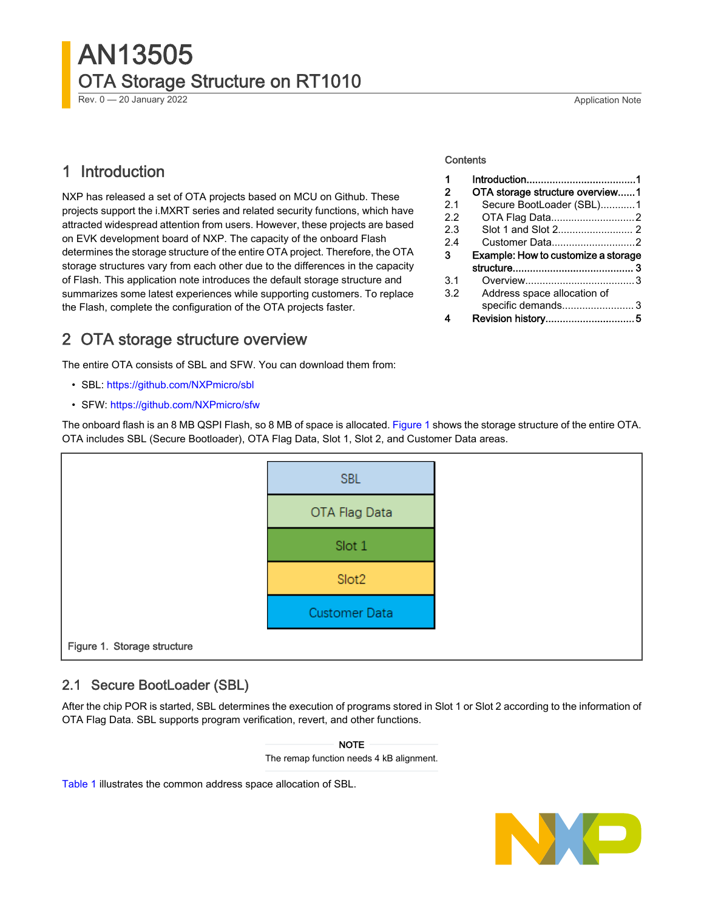# AN13505

## OTA Storage Structure on RT1010

Rev. 0 — 20 January 2022 Application Note

**Contents**

| | | |
|---|---|---|
| 1 | Introduction | 1 |
| 2 | OTA storage structure overview | 1 |
| 2.1 | Secure BootLoader (SBL) | 1 |
| 2.2 | OTA Flag Data | 2 |
| 2.3 | Slot 1 and Slot 2 | 2 |
| 2.4 | Customer Data | 2 |
| 3 | Example: How to customize a storage structure | 3 |
| 3.1 | Overview | 3 |
| 3.2 | Address space allocation of specific demands | 3 |
| 4 | Revision history | 5 |

## 1 Introduction

NXP has released a set of OTA projects based on MCU on Github. These projects support the i.MXRT series and related security functions, which have attracted widespread attention from users. However, these projects are based on EVK development board of NXP. The capacity of the onboard Flash determines the storage structure of the entire OTA project. Therefore, the OTA storage structures vary from each other due to the differences in the capacity of Flash. This application note introduces the default storage structure and summarizes some latest experiences while supporting customers. To replace the Flash, complete the configuration of the OTA projects faster.

## 2 OTA storage structure overview

The entire OTA consists of SBL and SFW. You can download them from:

- SBL: https://github.com/NXPmicro/sbl
- SFW: https://github.com/NXPmicro/sfw

The onboard flash is an 8 MB QSPI Flash, so 8 MB of space is allocated. Figure 1 shows the storage structure of the entire OTA. OTA includes SBL (Secure Bootloader), OTA Flag Data, Slot 1, Slot 2, and Customer Data areas.

| |
|---|
| SBL |
| OTA Flag Data |
| Slot 1 |
| Slot2 |
| Customer Data |

Figure 1. Storage structure

### 2.1 Secure BootLoader (SBL)

After the chip POR is started, SBL determines the execution of programs stored in Slot 1 or Slot 2 according to the information of OTA Flag Data. SBL supports program verification, revert, and other functions.

> **NOTE**
>
> The remap function needs 4 kB alignment.

Table 1 illustrates the common address space allocation of SBL.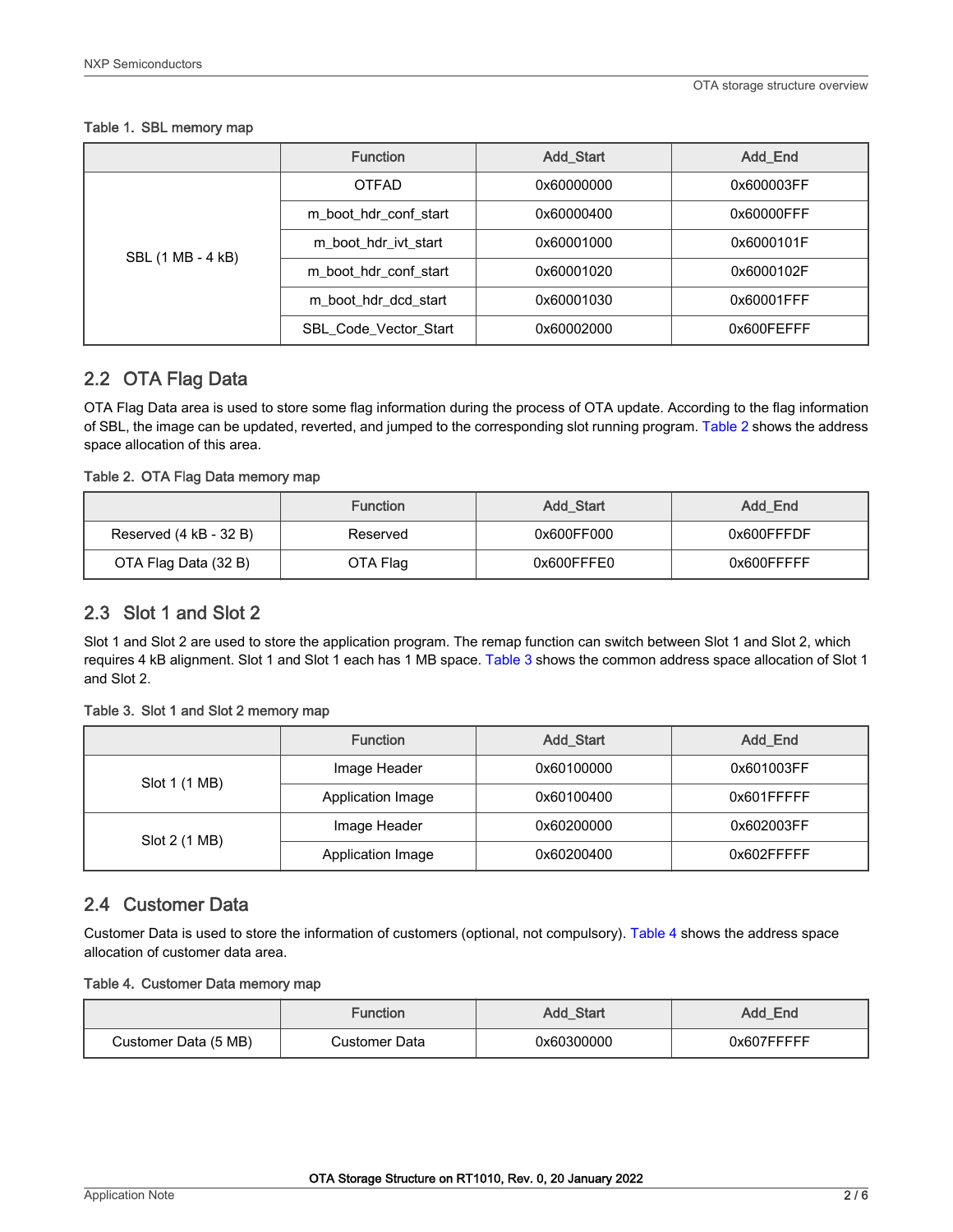Table 1. SBL memory map

| | Function | Add_Start | Add_End |
|---|---|---|---|
| SBL (1 MB - 4 kB) | OTFAD | 0x60000000 | 0x600003FF |
| | m_boot_hdr_conf_start | 0x60000400 | 0x60000FFF |
| | m_boot_hdr_ivt_start | 0x60001000 | 0x6000101F |
| | m_boot_hdr_conf_start | 0x60001020 | 0x6000102F |
| | m_boot_hdr_dcd_start | 0x60001030 | 0x60001FFF |
| | SBL_Code_Vector_Start | 0x60002000 | 0x600FEFFF |

## 2.2 OTA Flag Data

OTA Flag Data area is used to store some flag information during the process of OTA update. According to the flag information of SBL, the image can be updated, reverted, and jumped to the corresponding slot running program. Table 2 shows the address space allocation of this area.

Table 2. OTA Flag Data memory map

| | Function | Add_Start | Add_End |
|---|---|---|---|
| Reserved (4 kB - 32 B) | Reserved | 0x600FF000 | 0x600FFFDF |
| OTA Flag Data (32 B) | OTA Flag | 0x600FFFE0 | 0x600FFFFF |

## 2.3 Slot 1 and Slot 2

Slot 1 and Slot 2 are used to store the application program. The remap function can switch between Slot 1 and Slot 2, which requires 4 kB alignment. Slot 1 and Slot 1 each has 1 MB space. Table 3 shows the common address space allocation of Slot 1 and Slot 2.

Table 3. Slot 1 and Slot 2 memory map

| | Function | Add_Start | Add_End |
|---|---|---|---|
| Slot 1 (1 MB) | Image Header | 0x60100000 | 0x601003FF |
| | Application Image | 0x60100400 | 0x601FFFFF |
| Slot 2 (1 MB) | Image Header | 0x60200000 | 0x602003FF |
| | Application Image | 0x60200400 | 0x602FFFFF |

## 2.4 Customer Data

Customer Data is used to store the information of customers (optional, not compulsory). Table 4 shows the address space allocation of customer data area.

Table 4. Customer Data memory map

| | Function | Add_Start | Add_End |
|---|---|---|---|
| Customer Data (5 MB) | Customer Data | 0x60300000 | 0x607FFFFF |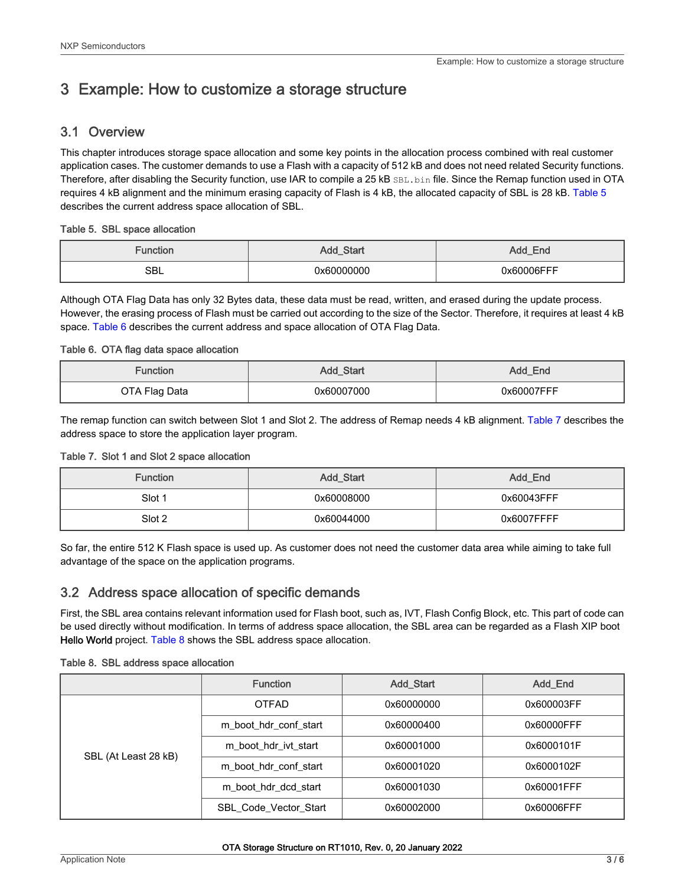# 3 Example: How to customize a storage structure

## 3.1 Overview

This chapter introduces storage space allocation and some key points in the allocation process combined with real customer application cases. The customer demands to use a Flash with a capacity of 512 kB and does not need related Security functions. Therefore, after disabling the Security function, use IAR to compile a 25 kB `SBL.bin` file. Since the Remap function used in OTA requires 4 kB alignment and the minimum erasing capacity of Flash is 4 kB, the allocated capacity of SBL is 28 kB. Table 5 describes the current address space allocation of SBL.

Table 5. SBL space allocation

| Function | Add_Start | Add_End |
|---|---|---|
| SBL | 0x60000000 | 0x60006FFF |

Although OTA Flag Data has only 32 Bytes data, these data must be read, written, and erased during the update process. However, the erasing process of Flash must be carried out according to the size of the Sector. Therefore, it requires at least 4 kB space. Table 6 describes the current address and space allocation of OTA Flag Data.

Table 6. OTA flag data space allocation

| Function | Add_Start | Add_End |
|---|---|---|
| OTA Flag Data | 0x60007000 | 0x60007FFF |

The remap function can switch between Slot 1 and Slot 2. The address of Remap needs 4 kB alignment. Table 7 describes the address space to store the application layer program.

Table 7. Slot 1 and Slot 2 space allocation

| Function | Add_Start | Add_End |
|---|---|---|
| Slot 1 | 0x60008000 | 0x60043FFF |
| Slot 2 | 0x60044000 | 0x6007FFFF |

So far, the entire 512 K Flash space is used up. As customer does not need the customer data area while aiming to take full advantage of the space on the application programs.

## 3.2 Address space allocation of specific demands

First, the SBL area contains relevant information used for Flash boot, such as, IVT, Flash Config Block, etc. This part of code can be used directly without modification. In terms of address space allocation, the SBL area can be regarded as a Flash XIP boot **Hello World** project. Table 8 shows the SBL address space allocation.

Table 8. SBL address space allocation

| | Function | Add_Start | Add_End |
|---|---|---|---|
| SBL (At Least 28 kB) | OTFAD | 0x60000000 | 0x600003FF |
| | m_boot_hdr_conf_start | 0x60000400 | 0x60000FFF |
| | m_boot_hdr_ivt_start | 0x60001000 | 0x6000101F |
| | m_boot_hdr_conf_start | 0x60001020 | 0x6000102F |
| | m_boot_hdr_dcd_start | 0x60001030 | 0x60001FFF |
| | SBL_Code_Vector_Start | 0x60002000 | 0x60006FFF |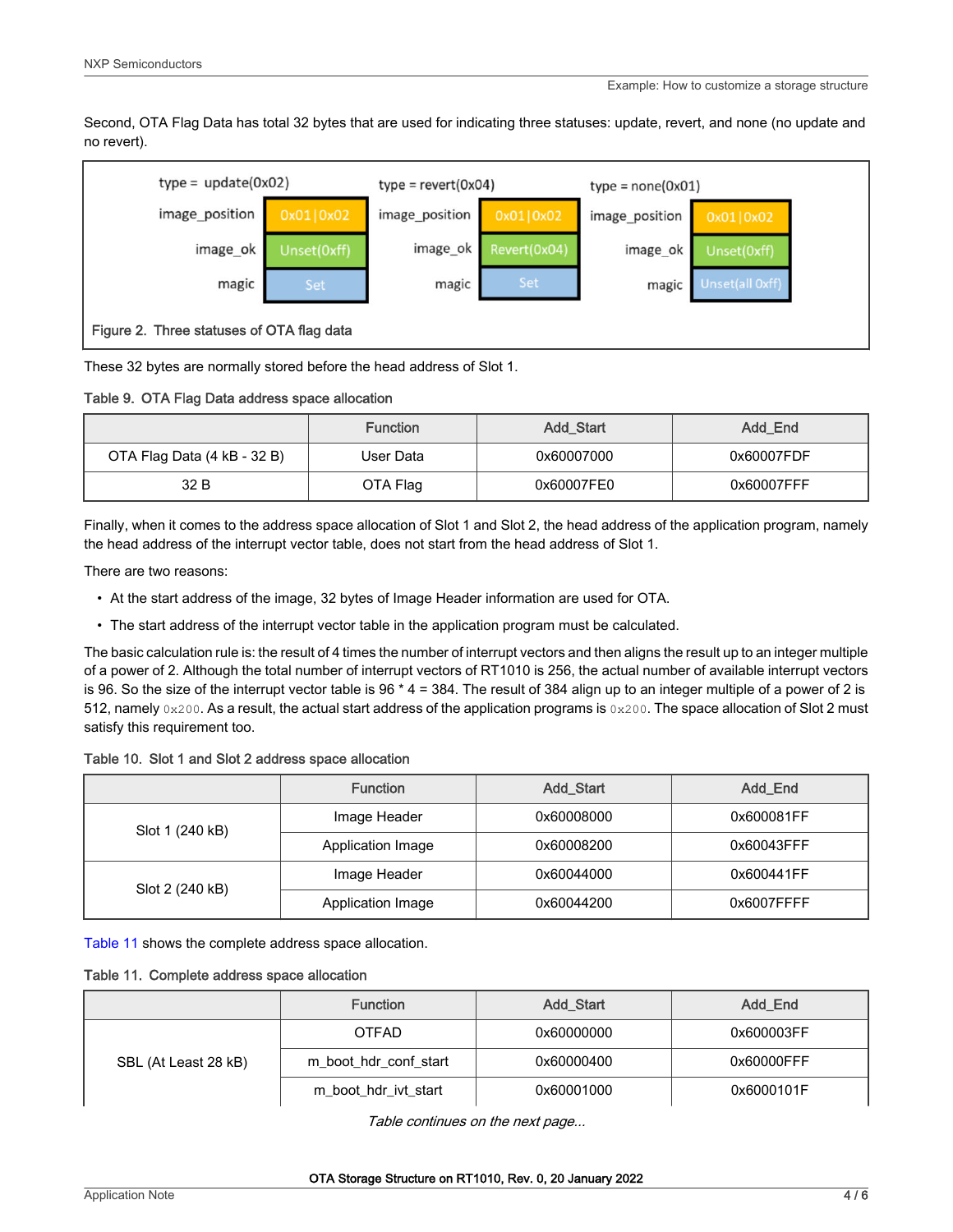Second, OTA Flag Data has total 32 bytes that are used for indicating three statuses: update, revert, and none (no update and no revert).

| type = update(0x02) | | type = revert(0x04) | | type = none(0x01) | |
|---|---|---|---|---|---|
| image_position | 0x01\|0x02 | image_position | 0x01\|0x02 | image_position | 0x01\|0x02 |
| image_ok | Unset(0xff) | image_ok | Revert(0x04) | image_ok | Unset(0xff) |
| magic | Set | magic | Set | magic | Unset(all 0xff) |

Figure 2. Three statuses of OTA flag data

These 32 bytes are normally stored before the head address of Slot 1.

Table 9. OTA Flag Data address space allocation

| | Function | Add_Start | Add_End |
|---|---|---|---|
| OTA Flag Data (4 kB - 32 B) | User Data | 0x60007000 | 0x60007FDF |
| 32 B | OTA Flag | 0x60007FE0 | 0x60007FFF |

Finally, when it comes to the address space allocation of Slot 1 and Slot 2, the head address of the application program, namely the head address of the interrupt vector table, does not start from the head address of Slot 1.

There are two reasons:

- At the start address of the image, 32 bytes of Image Header information are used for OTA.
- The start address of the interrupt vector table in the application program must be calculated.

The basic calculation rule is: the result of 4 times the number of interrupt vectors and then aligns the result up to an integer multiple of a power of 2. Although the total number of interrupt vectors of RT1010 is 256, the actual number of available interrupt vectors is 96. So the size of the interrupt vector table is 96 * 4 = 384. The result of 384 align up to an integer multiple of a power of 2 is 512, namely `0x200`. As a result, the actual start address of the application programs is `0x200`. The space allocation of Slot 2 must satisfy this requirement too.

Table 10. Slot 1 and Slot 2 address space allocation

| | Function | Add_Start | Add_End |
|---|---|---|---|
| Slot 1 (240 kB) | Image Header | 0x60008000 | 0x600081FF |
| | Application Image | 0x60008200 | 0x60043FFF |
| Slot 2 (240 kB) | Image Header | 0x60044000 | 0x600441FF |
| | Application Image | 0x60044200 | 0x6007FFFF |

Table 11 shows the complete address space allocation.

Table 11. Complete address space allocation

| | Function | Add_Start | Add_End |
|---|---|---|---|
| SBL (At Least 28 kB) | OTFAD | 0x60000000 | 0x600003FF |
| | m_boot_hdr_conf_start | 0x60000400 | 0x60000FFF |
| | m_boot_hdr_ivt_start | 0x60001000 | 0x6000101F |

*Table continues on the next page...*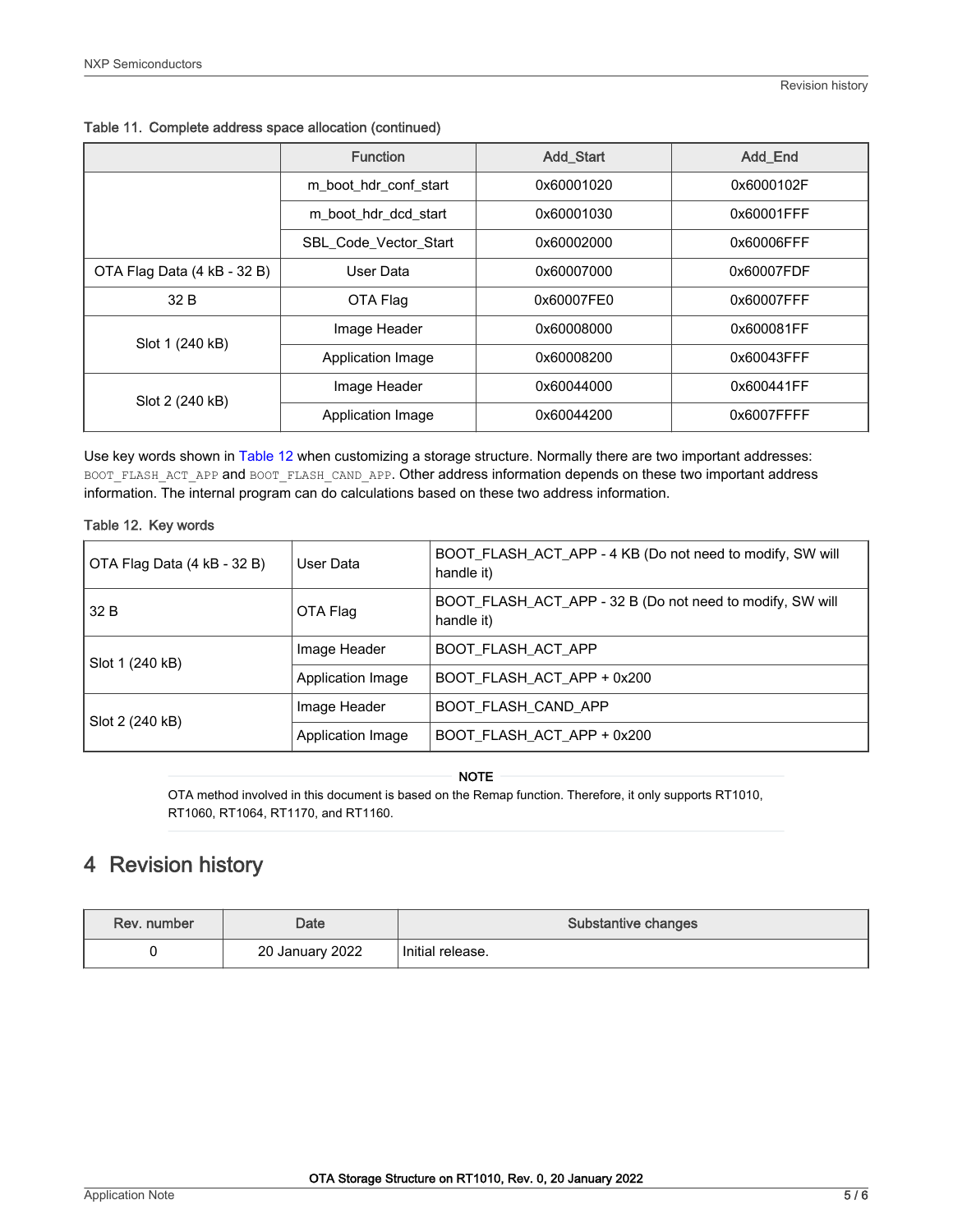Table 11. Complete address space allocation (continued)

| | Function | Add_Start | Add_End |
|---|---|---|---|
| | m_boot_hdr_conf_start | 0x60001020 | 0x6000102F |
| | m_boot_hdr_dcd_start | 0x60001030 | 0x60001FFF |
| | SBL_Code_Vector_Start | 0x60002000 | 0x60006FFF |
| OTA Flag Data (4 kB - 32 B) | User Data | 0x60007000 | 0x60007FDF |
| 32 B | OTA Flag | 0x60007FE0 | 0x60007FFF |
| Slot 1 (240 kB) | Image Header | 0x60008000 | 0x600081FF |
| | Application Image | 0x60008200 | 0x60043FFF |
| Slot 2 (240 kB) | Image Header | 0x60044000 | 0x600441FF |
| | Application Image | 0x60044200 | 0x6007FFFF |

Use key words shown in Table 12 when customizing a storage structure. Normally there are two important addresses: `BOOT_FLASH_ACT_APP` and `BOOT_FLASH_CAND_APP`. Other address information depends on these two important address information. The internal program can do calculations based on these two address information.

Table 12. Key words

| | | |
|---|---|---|
| OTA Flag Data (4 kB - 32 B) | User Data | BOOT_FLASH_ACT_APP - 4 KB (Do not need to modify, SW will handle it) |
| 32 B | OTA Flag | BOOT_FLASH_ACT_APP - 32 B (Do not need to modify, SW will handle it) |
| Slot 1 (240 kB) | Image Header | BOOT_FLASH_ACT_APP |
| | Application Image | BOOT_FLASH_ACT_APP + 0x200 |
| Slot 2 (240 kB) | Image Header | BOOT_FLASH_CAND_APP |
| | Application Image | BOOT_FLASH_ACT_APP + 0x200 |

**NOTE**

OTA method involved in this document is based on the Remap function. Therefore, it only supports RT1010, RT1060, RT1064, RT1170, and RT1160.

# 4 Revision history

| Rev. number | Date | Substantive changes |
|---|---|---|
| 0 | 20 January 2022 | Initial release. |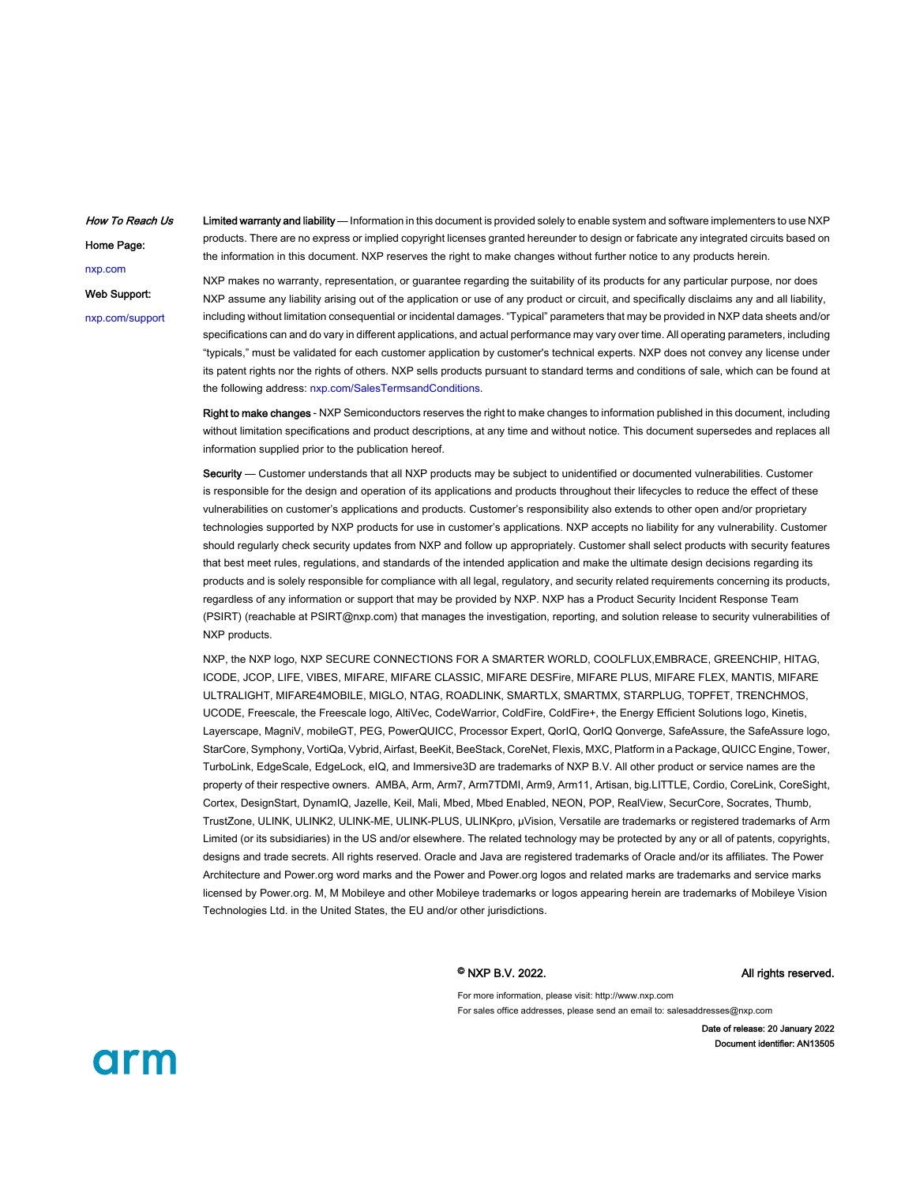*How To Reach Us*

**Home Page:**

nxp.com

**Web Support:**

nxp.com/support

**Limited warranty and liability** — Information in this document is provided solely to enable system and software implementers to use NXP products. There are no express or implied copyright licenses granted hereunder to design or fabricate any integrated circuits based on the information in this document. NXP reserves the right to make changes without further notice to any products herein.

NXP makes no warranty, representation, or guarantee regarding the suitability of its products for any particular purpose, nor does NXP assume any liability arising out of the application or use of any product or circuit, and specifically disclaims any and all liability, including without limitation consequential or incidental damages. “Typical” parameters that may be provided in NXP data sheets and/or specifications can and do vary in different applications, and actual performance may vary over time. All operating parameters, including “typicals,” must be validated for each customer application by customer's technical experts. NXP does not convey any license under its patent rights nor the rights of others. NXP sells products pursuant to standard terms and conditions of sale, which can be found at the following address: nxp.com/SalesTermsandConditions.

**Right to make changes** - NXP Semiconductors reserves the right to make changes to information published in this document, including without limitation specifications and product descriptions, at any time and without notice. This document supersedes and replaces all information supplied prior to the publication hereof.

**Security** — Customer understands that all NXP products may be subject to unidentified or documented vulnerabilities. Customer is responsible for the design and operation of its applications and products throughout their lifecycles to reduce the effect of these vulnerabilities on customer's applications and products. Customer's responsibility also extends to other open and/or proprietary technologies supported by NXP products for use in customer's applications. NXP accepts no liability for any vulnerability. Customer should regularly check security updates from NXP and follow up appropriately. Customer shall select products with security features that best meet rules, regulations, and standards of the intended application and make the ultimate design decisions regarding its products and is solely responsible for compliance with all legal, regulatory, and security related requirements concerning its products, regardless of any information or support that may be provided by NXP. NXP has a Product Security Incident Response Team (PSIRT) (reachable at PSIRT@nxp.com) that manages the investigation, reporting, and solution release to security vulnerabilities of NXP products.

NXP, the NXP logo, NXP SECURE CONNECTIONS FOR A SMARTER WORLD, COOLFLUX,EMBRACE, GREENCHIP, HITAG, ICODE, JCOP, LIFE, VIBES, MIFARE, MIFARE CLASSIC, MIFARE DESFire, MIFARE PLUS, MIFARE FLEX, MANTIS, MIFARE ULTRALIGHT, MIFARE4MOBILE, MIGLO, NTAG, ROADLINK, SMARTLX, SMARTMX, STARPLUG, TOPFET, TRENCHMOS, UCODE, Freescale, the Freescale logo, AltiVec, CodeWarrior, ColdFire, ColdFire+, the Energy Efficient Solutions logo, Kinetis, Layerscape, MagniV, mobileGT, PEG, PowerQUICC, Processor Expert, QorIQ, QorIQ Qonverge, SafeAssure, the SafeAssure logo, StarCore, Symphony, VortiQa, Vybrid, Airfast, BeeKit, BeeStack, CoreNet, Flexis, MXC, Platform in a Package, QUICC Engine, Tower, TurboLink, EdgeScale, EdgeLock, eIQ, and Immersive3D are trademarks of NXP B.V. All other product or service names are the property of their respective owners. AMBA, Arm, Arm7, Arm7TDMI, Arm9, Arm11, Artisan, big.LITTLE, Cordio, CoreLink, CoreSight, Cortex, DesignStart, DynamIQ, Jazelle, Keil, Mali, Mbed, Mbed Enabled, NEON, POP, RealView, SecurCore, Socrates, Thumb, TrustZone, ULINK, ULINK2, ULINK-ME, ULINK-PLUS, ULINKpro, μVision, Versatile are trademarks or registered trademarks of Arm Limited (or its subsidiaries) in the US and/or elsewhere. The related technology may be protected by any or all of patents, copyrights, designs and trade secrets. All rights reserved. Oracle and Java are registered trademarks of Oracle and/or its affiliates. The Power Architecture and Power.org word marks and the Power and Power.org logos and related marks are trademarks and service marks licensed by Power.org. M, M Mobileye and other Mobileye trademarks or logos appearing herein are trademarks of Mobileye Vision Technologies Ltd. in the United States, the EU and/or other jurisdictions.

© NXP B.V. 2022. All rights reserved.

For more information, please visit: http://www.nxp.com

For sales office addresses, please send an email to: salesaddresses@nxp.com

**Date of release: 20 January 2022**

**Document identifier: AN13505**

arm